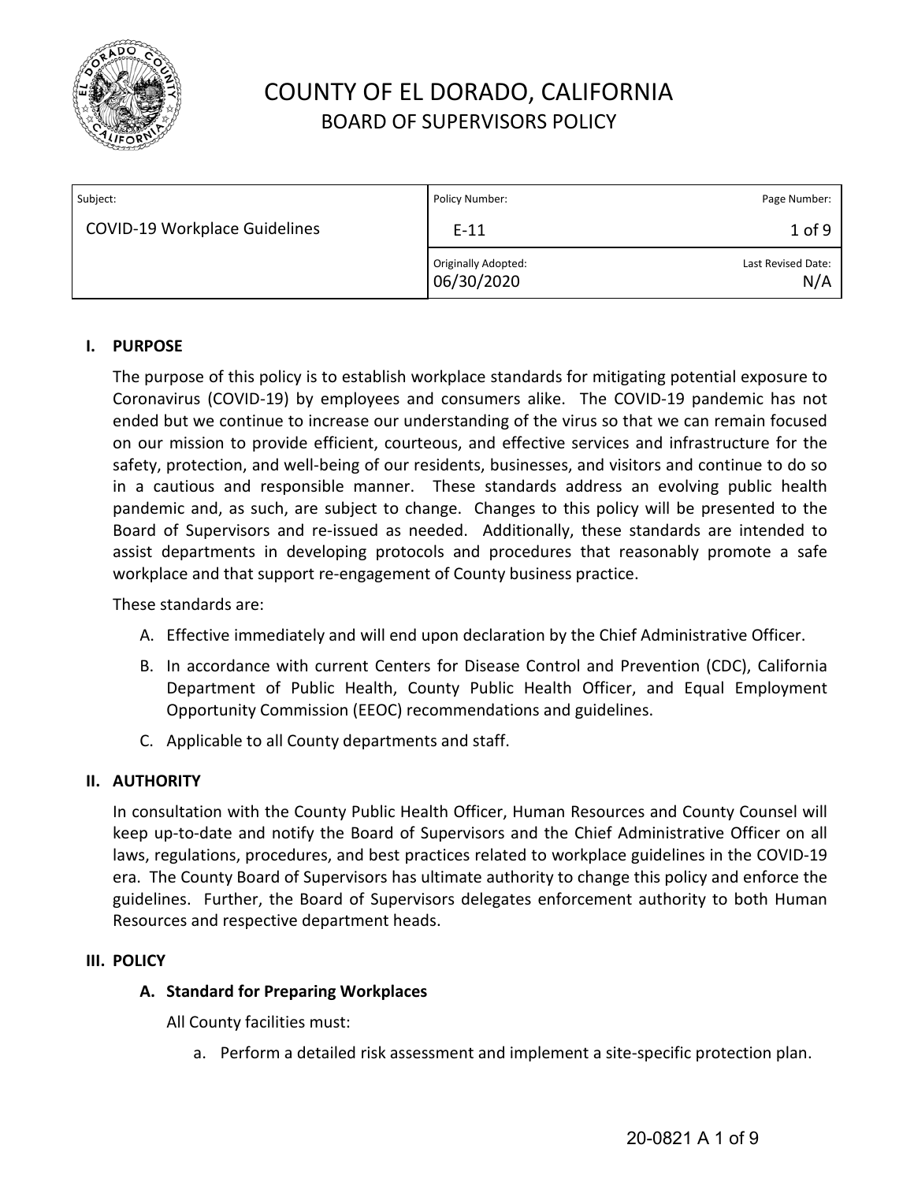# COUNTY OF EL DORADO, CALIFORNIA
## BOARD OF SUPERVISORS POLICY

| Subject: | Policy Number: | Page Number: |
| --- | --- | --- |
| COVID-19 Workplace Guidelines | E-11 | 1 of 9 |
| | Originally Adopted: 06/30/2020 | Last Revised Date: N/A |

### I. PURPOSE

The purpose of this policy is to establish workplace standards for mitigating potential exposure to Coronavirus (COVID-19) by employees and consumers alike. The COVID-19 pandemic has not ended but we continue to increase our understanding of the virus so that we can remain focused on our mission to provide efficient, courteous, and effective services and infrastructure for the safety, protection, and well-being of our residents, businesses, and visitors and continue to do so in a cautious and responsible manner. These standards address an evolving public health pandemic and, as such, are subject to change. Changes to this policy will be presented to the Board of Supervisors and re-issued as needed. Additionally, these standards are intended to assist departments in developing protocols and procedures that reasonably promote a safe workplace and that support re-engagement of County business practice.

These standards are:

A. Effective immediately and will end upon declaration by the Chief Administrative Officer.

B. In accordance with current Centers for Disease Control and Prevention (CDC), California Department of Public Health, County Public Health Officer, and Equal Employment Opportunity Commission (EEOC) recommendations and guidelines.

C. Applicable to all County departments and staff.

### II. AUTHORITY

In consultation with the County Public Health Officer, Human Resources and County Counsel will keep up-to-date and notify the Board of Supervisors and the Chief Administrative Officer on all laws, regulations, procedures, and best practices related to workplace guidelines in the COVID-19 era. The County Board of Supervisors has ultimate authority to change this policy and enforce the guidelines. Further, the Board of Supervisors delegates enforcement authority to both Human Resources and respective department heads.

### III. POLICY

#### A. Standard for Preparing Workplaces

All County facilities must:

a. Perform a detailed risk assessment and implement a site-specific protection plan.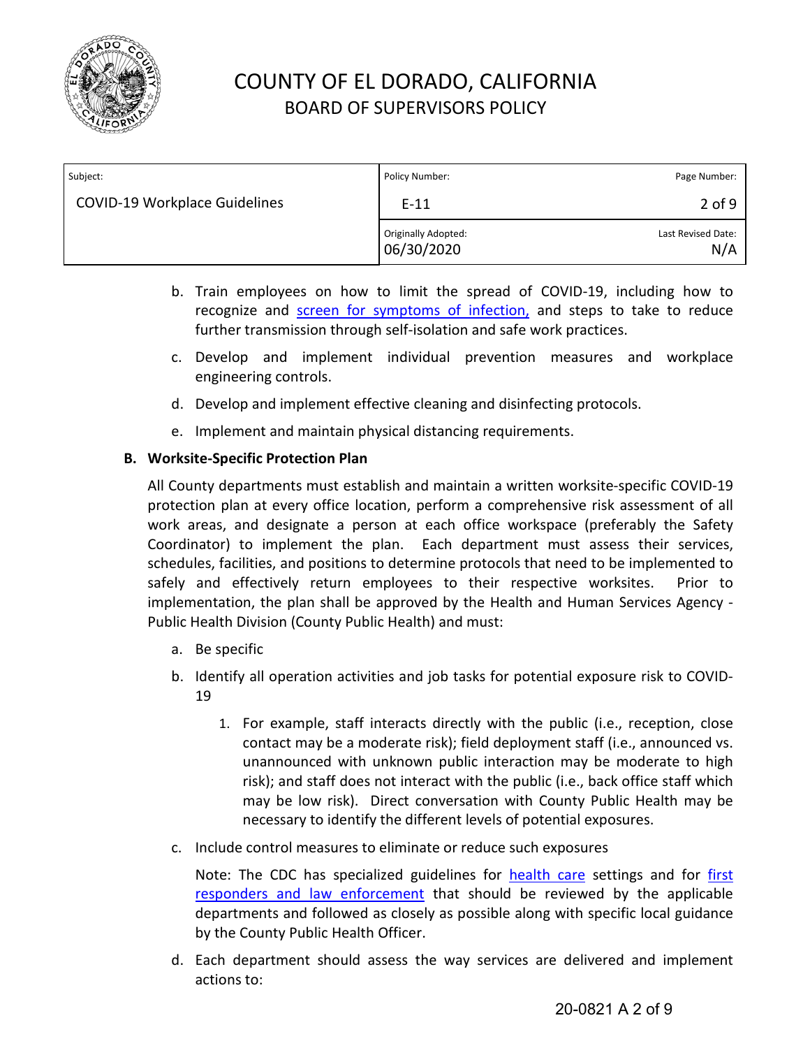b. Train employees on how to limit the spread of COVID-19, including how to recognize and screen for symptoms of infection, and steps to take to reduce further transmission through self-isolation and safe work practices.

c. Develop and implement individual prevention measures and workplace engineering controls.

d. Develop and implement effective cleaning and disinfecting protocols.

e. Implement and maintain physical distancing requirements.

**B. Worksite-Specific Protection Plan**

All County departments must establish and maintain a written worksite-specific COVID-19 protection plan at every office location, perform a comprehensive risk assessment of all work areas, and designate a person at each office workspace (preferably the Safety Coordinator) to implement the plan. Each department must assess their services, schedules, facilities, and positions to determine protocols that need to be implemented to safely and effectively return employees to their respective worksites. Prior to implementation, the plan shall be approved by the Health and Human Services Agency - Public Health Division (County Public Health) and must:

a. Be specific

b. Identify all operation activities and job tasks for potential exposure risk to COVID-19

   1. For example, staff interacts directly with the public (i.e., reception, close contact may be a moderate risk); field deployment staff (i.e., announced vs. unannounced with unknown public interaction may be moderate to high risk); and staff does not interact with the public (i.e., back office staff which may be low risk). Direct conversation with County Public Health may be necessary to identify the different levels of potential exposures.

c. Include control measures to eliminate or reduce such exposures

   Note: The CDC has specialized guidelines for health care settings and for first responders and law enforcement that should be reviewed by the applicable departments and followed as closely as possible along with specific local guidance by the County Public Health Officer.

d. Each department should assess the way services are delivered and implement actions to:

20-0821 A 2 of 9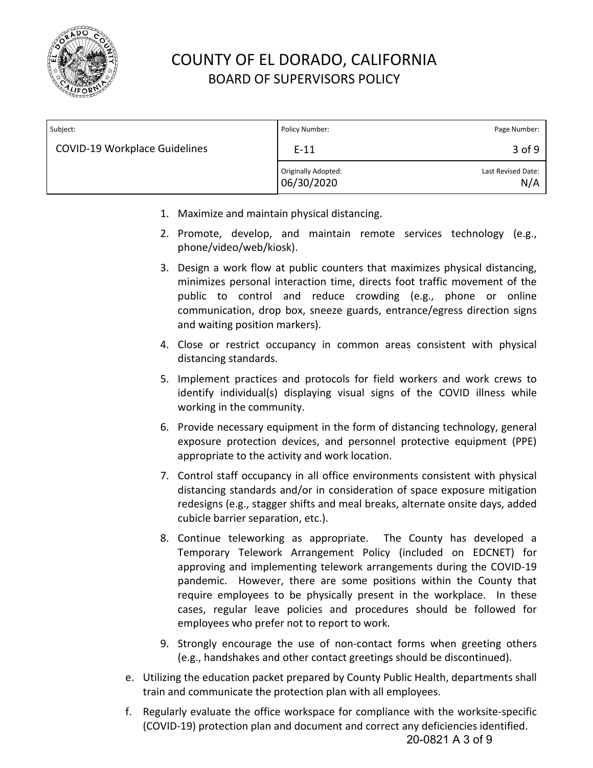1. Maximize and maintain physical distancing.
2. Promote, develop, and maintain remote services technology (e.g., phone/video/web/kiosk).
3. Design a work flow at public counters that maximizes physical distancing, minimizes personal interaction time, directs foot traffic movement of the public to control and reduce crowding (e.g., phone or online communication, drop box, sneeze guards, entrance/egress direction signs and waiting position markers).
4. Close or restrict occupancy in common areas consistent with physical distancing standards.
5. Implement practices and protocols for field workers and work crews to identify individual(s) displaying visual signs of the COVID illness while working in the community.
6. Provide necessary equipment in the form of distancing technology, general exposure protection devices, and personnel protective equipment (PPE) appropriate to the activity and work location.
7. Control staff occupancy in all office environments consistent with physical distancing standards and/or in consideration of space exposure mitigation redesigns (e.g., stagger shifts and meal breaks, alternate onsite days, added cubicle barrier separation, etc.).
8. Continue teleworking as appropriate. The County has developed a Temporary Telework Arrangement Policy (included on EDCNET) for approving and implementing telework arrangements during the COVID-19 pandemic. However, there are some positions within the County that require employees to be physically present in the workplace. In these cases, regular leave policies and procedures should be followed for employees who prefer not to report to work.
9. Strongly encourage the use of non-contact forms when greeting others (e.g., handshakes and other contact greetings should be discontinued).

e. Utilizing the education packet prepared by County Public Health, departments shall train and communicate the protection plan with all employees.

f. Regularly evaluate the office workspace for compliance with the worksite-specific (COVID-19) protection plan and document and correct any deficiencies identified.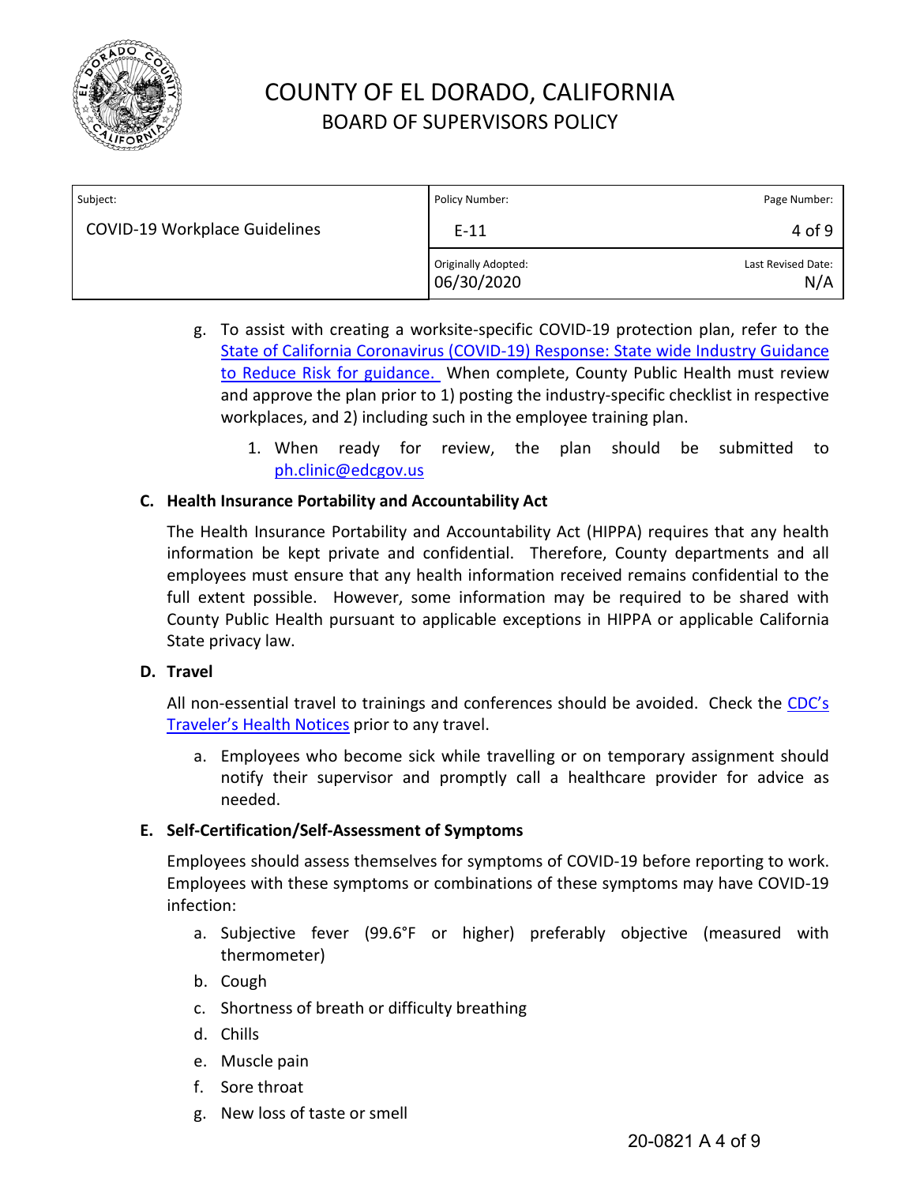g. To assist with creating a worksite-specific COVID-19 protection plan, refer to the [State of California Coronavirus (COVID-19) Response: State wide Industry Guidance to Reduce Risk for guidance.](#) When complete, County Public Health must review and approve the plan prior to 1) posting the industry-specific checklist in respective workplaces, and 2) including such in the employee training plan.

   1. When ready for review, the plan should be submitted to [ph.clinic@edcgov.us](mailto:ph.clinic@edcgov.us)

### C. Health Insurance Portability and Accountability Act

The Health Insurance Portability and Accountability Act (HIPPA) requires that any health information be kept private and confidential. Therefore, County departments and all employees must ensure that any health information received remains confidential to the full extent possible. However, some information may be required to be shared with County Public Health pursuant to applicable exceptions in HIPPA or applicable California State privacy law.

### D. Travel

All non-essential travel to trainings and conferences should be avoided. Check the [CDC's Traveler's Health Notices](#) prior to any travel.

a. Employees who become sick while travelling or on temporary assignment should notify their supervisor and promptly call a healthcare provider for advice as needed.

### E. Self-Certification/Self-Assessment of Symptoms

Employees should assess themselves for symptoms of COVID-19 before reporting to work. Employees with these symptoms or combinations of these symptoms may have COVID-19 infection:

a. Subjective fever (99.6°F or higher) preferably objective (measured with thermometer)
b. Cough
c. Shortness of breath or difficulty breathing
d. Chills
e. Muscle pain
f. Sore throat
g. New loss of taste or smell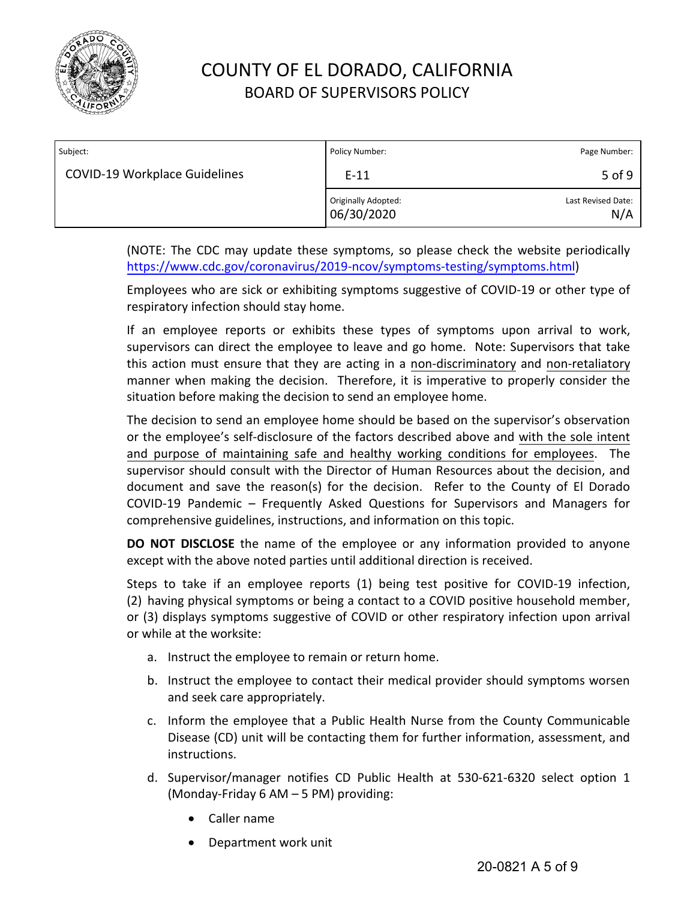(NOTE: The CDC may update these symptoms, so please check the website periodically https://www.cdc.gov/coronavirus/2019-ncov/symptoms-testing/symptoms.html)

Employees who are sick or exhibiting symptoms suggestive of COVID-19 or other type of respiratory infection should stay home.

If an employee reports or exhibits these types of symptoms upon arrival to work, supervisors can direct the employee to leave and go home. Note: Supervisors that take this action must ensure that they are acting in a non-discriminatory and non-retaliatory manner when making the decision. Therefore, it is imperative to properly consider the situation before making the decision to send an employee home.

The decision to send an employee home should be based on the supervisor's observation or the employee's self-disclosure of the factors described above and with the sole intent and purpose of maintaining safe and healthy working conditions for employees. The supervisor should consult with the Director of Human Resources about the decision, and document and save the reason(s) for the decision. Refer to the County of El Dorado COVID-19 Pandemic – Frequently Asked Questions for Supervisors and Managers for comprehensive guidelines, instructions, and information on this topic.

**DO NOT DISCLOSE** the name of the employee or any information provided to anyone except with the above noted parties until additional direction is received.

Steps to take if an employee reports (1) being test positive for COVID-19 infection, (2) having physical symptoms or being a contact to a COVID positive household member, or (3) displays symptoms suggestive of COVID or other respiratory infection upon arrival or while at the worksite:

a. Instruct the employee to remain or return home.
b. Instruct the employee to contact their medical provider should symptoms worsen and seek care appropriately.
c. Inform the employee that a Public Health Nurse from the County Communicable Disease (CD) unit will be contacting them for further information, assessment, and instructions.
d. Supervisor/manager notifies CD Public Health at 530-621-6320 select option 1 (Monday-Friday 6 AM – 5 PM) providing:
    - Caller name
    - Department work unit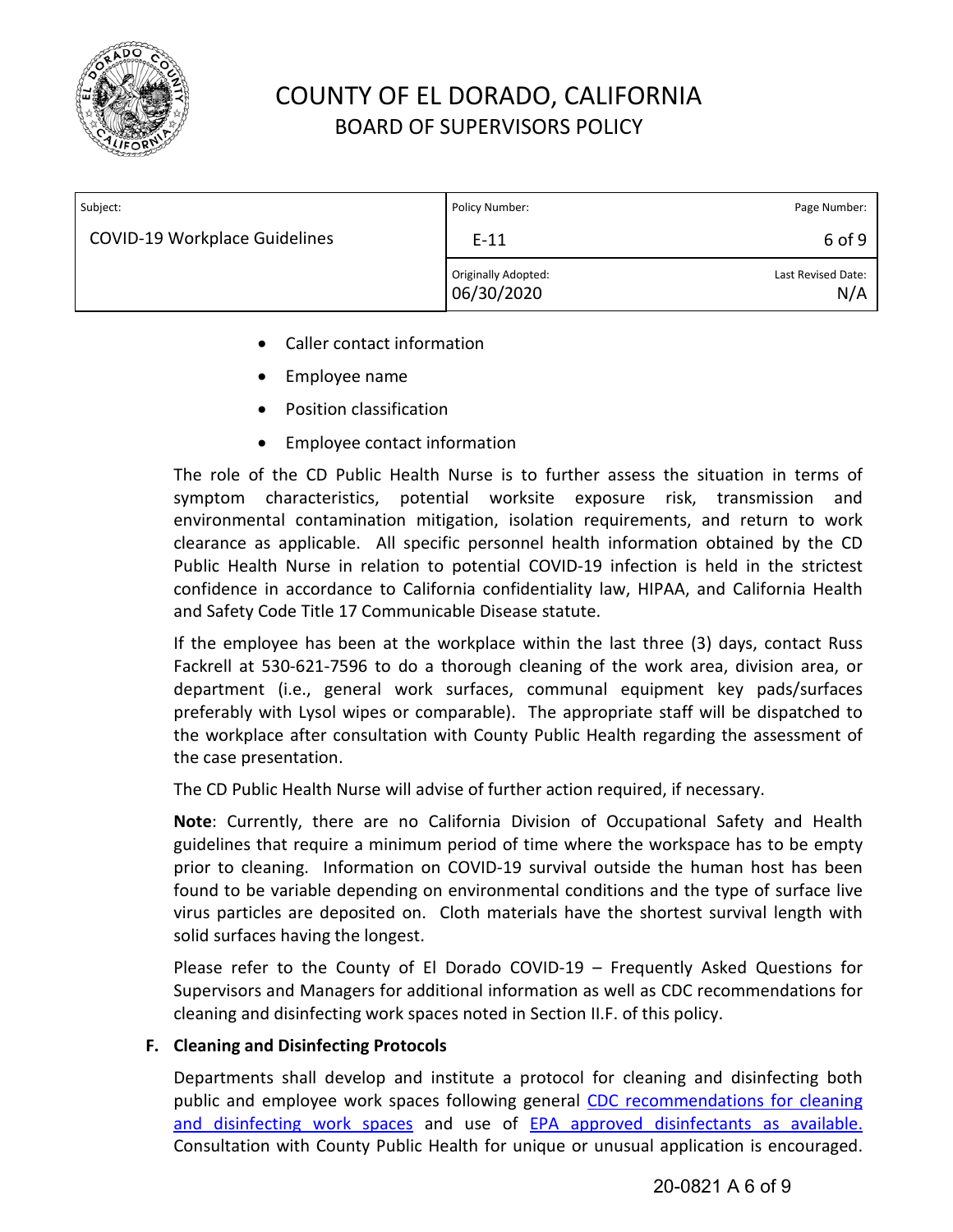- Caller contact information
- Employee name
- Position classification
- Employee contact information

The role of the CD Public Health Nurse is to further assess the situation in terms of symptom characteristics, potential worksite exposure risk, transmission and environmental contamination mitigation, isolation requirements, and return to work clearance as applicable. All specific personnel health information obtained by the CD Public Health Nurse in relation to potential COVID-19 infection is held in the strictest confidence in accordance to California confidentiality law, HIPAA, and California Health and Safety Code Title 17 Communicable Disease statute.

If the employee has been at the workplace within the last three (3) days, contact Russ Fackrell at 530-621-7596 to do a thorough cleaning of the work area, division area, or department (i.e., general work surfaces, communal equipment key pads/surfaces preferably with Lysol wipes or comparable). The appropriate staff will be dispatched to the workplace after consultation with County Public Health regarding the assessment of the case presentation.

The CD Public Health Nurse will advise of further action required, if necessary.

**Note**: Currently, there are no California Division of Occupational Safety and Health guidelines that require a minimum period of time where the workspace has to be empty prior to cleaning. Information on COVID-19 survival outside the human host has been found to be variable depending on environmental conditions and the type of surface live virus particles are deposited on. Cloth materials have the shortest survival length with solid surfaces having the longest.

Please refer to the County of El Dorado COVID-19 – Frequently Asked Questions for Supervisors and Managers for additional information as well as CDC recommendations for cleaning and disinfecting work spaces noted in Section II.F. of this policy.

**F. Cleaning and Disinfecting Protocols**

Departments shall develop and institute a protocol for cleaning and disinfecting both public and employee work spaces following general [CDC recommendations for cleaning and disinfecting work spaces]() and use of [EPA approved disinfectants as available.]() Consultation with County Public Health for unique or unusual application is encouraged.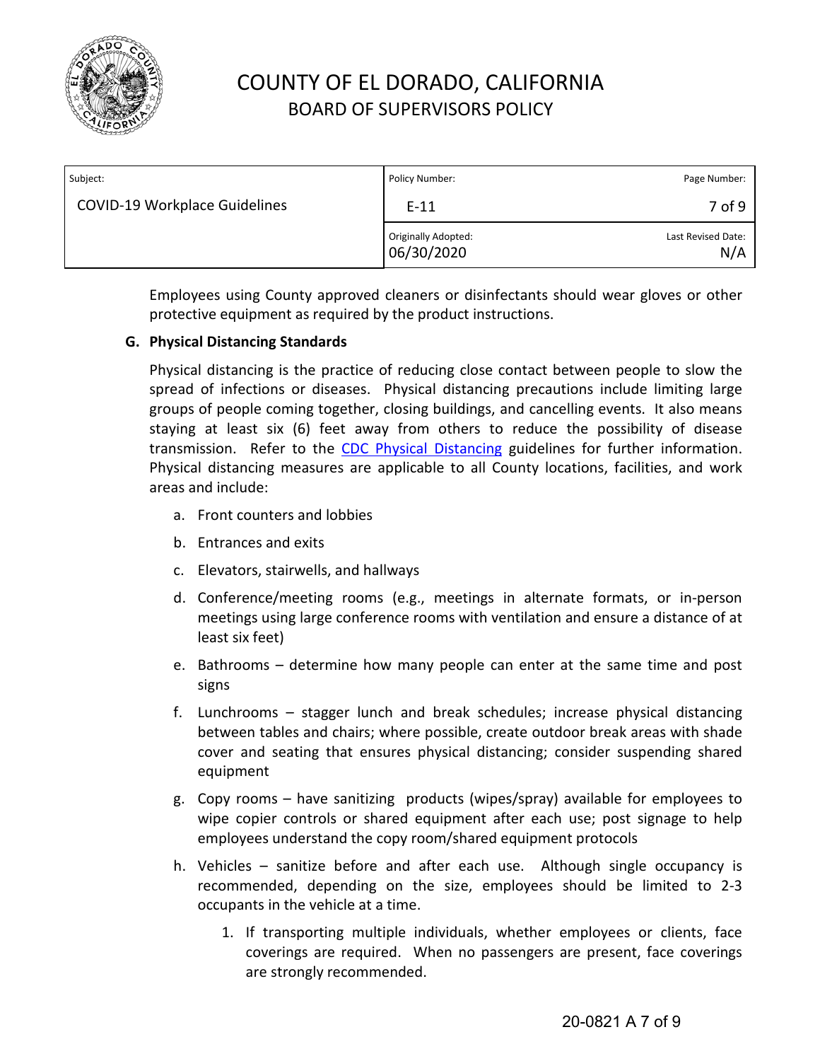Employees using County approved cleaners or disinfectants should wear gloves or other protective equipment as required by the product instructions.

**G. Physical Distancing Standards**

Physical distancing is the practice of reducing close contact between people to slow the spread of infections or diseases. Physical distancing precautions include limiting large groups of people coming together, closing buildings, and cancelling events. It also means staying at least six (6) feet away from others to reduce the possibility of disease transmission. Refer to the CDC Physical Distancing guidelines for further information. Physical distancing measures are applicable to all County locations, facilities, and work areas and include:

a. Front counters and lobbies

b. Entrances and exits

c. Elevators, stairwells, and hallways

d. Conference/meeting rooms (e.g., meetings in alternate formats, or in-person meetings using large conference rooms with ventilation and ensure a distance of at least six feet)

e. Bathrooms – determine how many people can enter at the same time and post signs

f. Lunchrooms – stagger lunch and break schedules; increase physical distancing between tables and chairs; where possible, create outdoor break areas with shade cover and seating that ensures physical distancing; consider suspending shared equipment

g. Copy rooms – have sanitizing products (wipes/spray) available for employees to wipe copier controls or shared equipment after each use; post signage to help employees understand the copy room/shared equipment protocols

h. Vehicles – sanitize before and after each use. Although single occupancy is recommended, depending on the size, employees should be limited to 2-3 occupants in the vehicle at a time.

   1. If transporting multiple individuals, whether employees or clients, face coverings are required. When no passengers are present, face coverings are strongly recommended.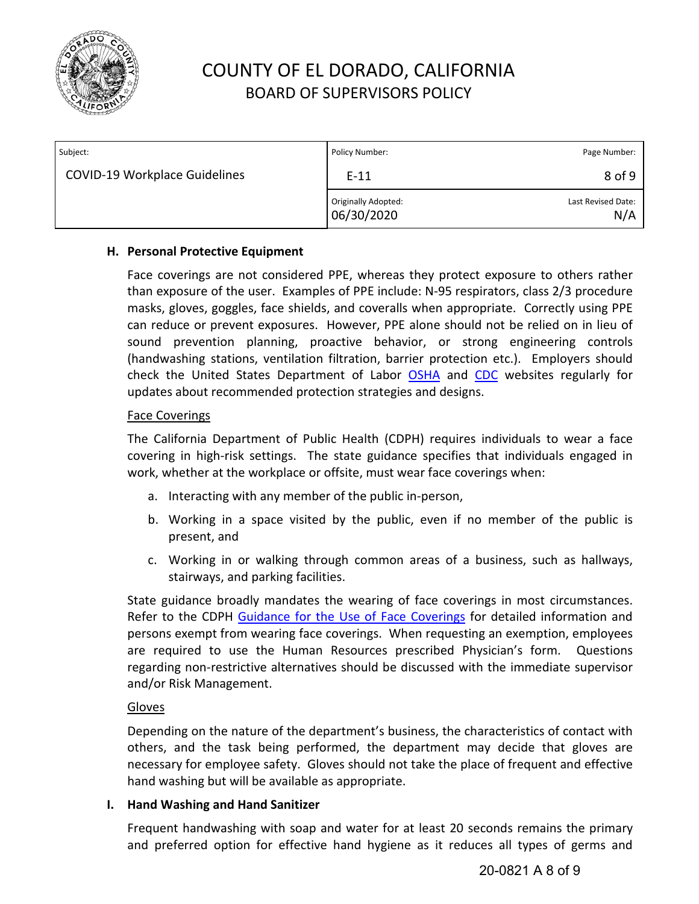| Subject: | Policy Number: | Page Number: |
| --- | --- | --- |
| COVID-19 Workplace Guidelines | E-11 | 8 of 9 |
| | Originally Adopted: 06/30/2020 | Last Revised Date: N/A |

**H. Personal Protective Equipment**

Face coverings are not considered PPE, whereas they protect exposure to others rather than exposure of the user. Examples of PPE include: N-95 respirators, class 2/3 procedure masks, gloves, goggles, face shields, and coveralls when appropriate. Correctly using PPE can reduce or prevent exposures. However, PPE alone should not be relied on in lieu of sound prevention planning, proactive behavior, or strong engineering controls (handwashing stations, ventilation filtration, barrier protection etc.). Employers should check the United States Department of Labor OSHA and CDC websites regularly for updates about recommended protection strategies and designs.

Face Coverings

The California Department of Public Health (CDPH) requires individuals to wear a face covering in high-risk settings. The state guidance specifies that individuals engaged in work, whether at the workplace or offsite, must wear face coverings when:

a. Interacting with any member of the public in-person,

b. Working in a space visited by the public, even if no member of the public is present, and

c. Working in or walking through common areas of a business, such as hallways, stairways, and parking facilities.

State guidance broadly mandates the wearing of face coverings in most circumstances. Refer to the CDPH Guidance for the Use of Face Coverings for detailed information and persons exempt from wearing face coverings. When requesting an exemption, employees are required to use the Human Resources prescribed Physician's form. Questions regarding non-restrictive alternatives should be discussed with the immediate supervisor and/or Risk Management.

Gloves

Depending on the nature of the department's business, the characteristics of contact with others, and the task being performed, the department may decide that gloves are necessary for employee safety. Gloves should not take the place of frequent and effective hand washing but will be available as appropriate.

**I. Hand Washing and Hand Sanitizer**

Frequent handwashing with soap and water for at least 20 seconds remains the primary and preferred option for effective hand hygiene as it reduces all types of germs and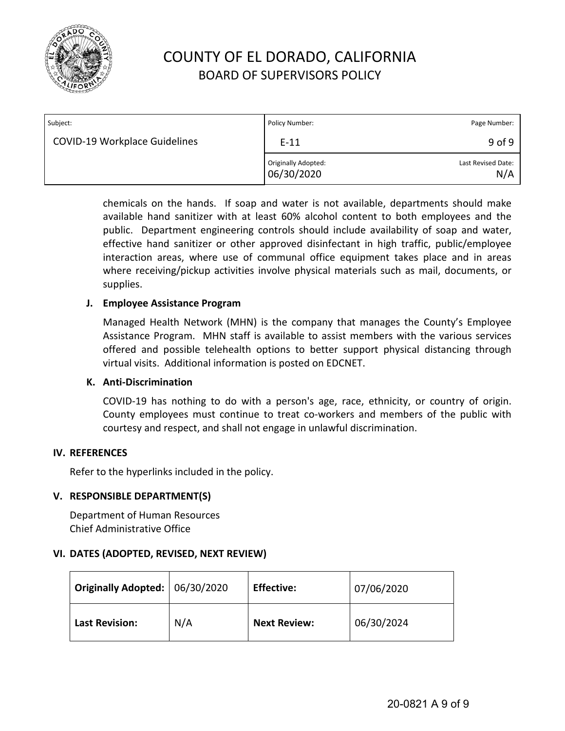chemicals on the hands. If soap and water is not available, departments should make available hand sanitizer with at least 60% alcohol content to both employees and the public. Department engineering controls should include availability of soap and water, effective hand sanitizer or other approved disinfectant in high traffic, public/employee interaction areas, where use of communal office equipment takes place and in areas where receiving/pickup activities involve physical materials such as mail, documents, or supplies.

### J. Employee Assistance Program

Managed Health Network (MHN) is the company that manages the County's Employee Assistance Program. MHN staff is available to assist members with the various services offered and possible telehealth options to better support physical distancing through virtual visits. Additional information is posted on EDCNET.

### K. Anti-Discrimination

COVID-19 has nothing to do with a person's age, race, ethnicity, or country of origin. County employees must continue to treat co-workers and members of the public with courtesy and respect, and shall not engage in unlawful discrimination.

## IV. REFERENCES

Refer to the hyperlinks included in the policy.

## V. RESPONSIBLE DEPARTMENT(S)

Department of Human Resources
Chief Administrative Office

## VI. DATES (ADOPTED, REVISED, NEXT REVIEW)

| | | | |
|---|---|---|---|
| **Originally Adopted:** | 06/30/2020 | **Effective:** | 07/06/2020 |
| **Last Revision:** | N/A | **Next Review:** | 06/30/2024 |